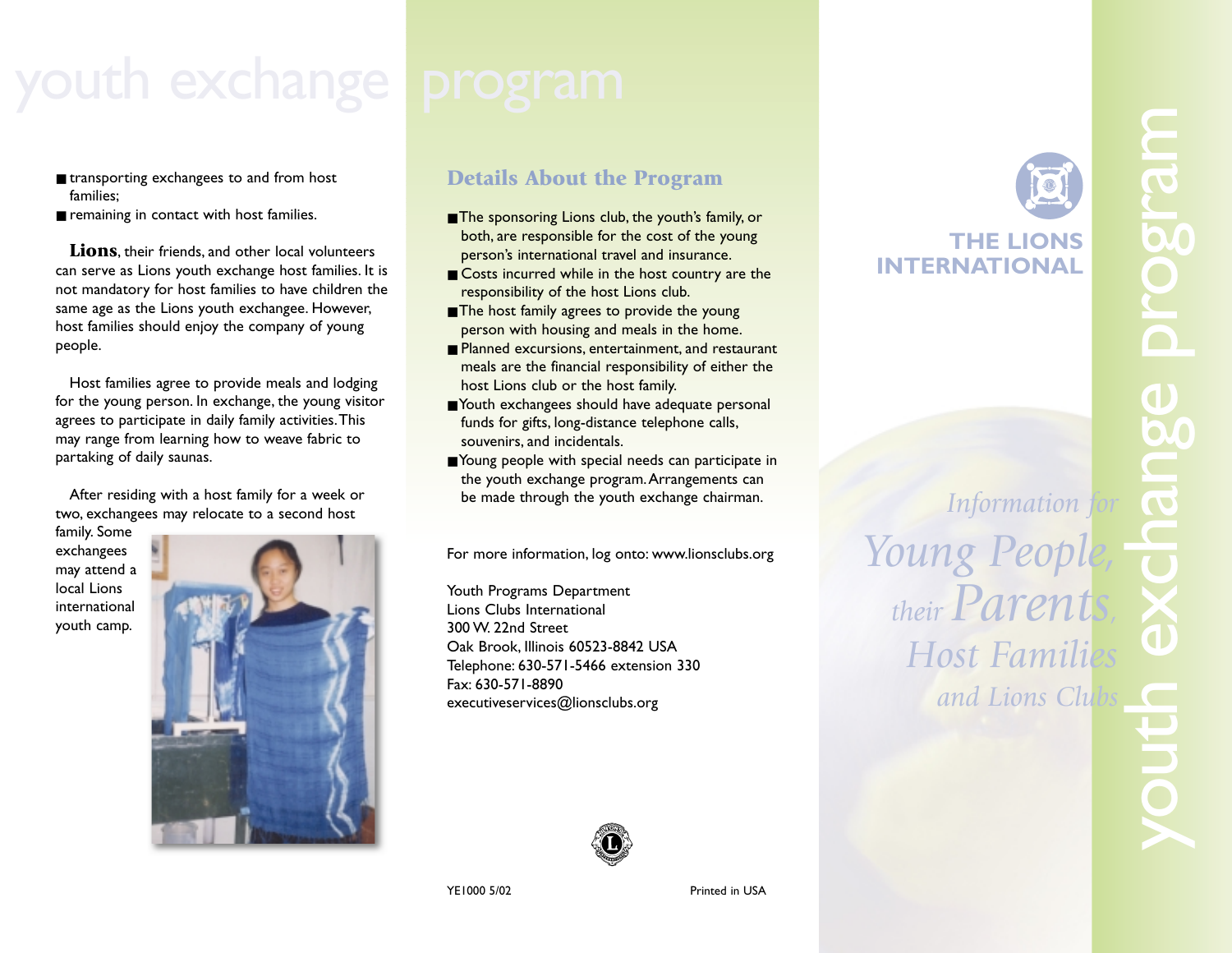# youth exchange program

- transporting exchangees to and from host families;
- remaining in contact with host families.

**Lions**, their friends, and other local volunteers can serve as Lions youth exchange host families. It is not mandatory for host families to have children the same age as the Lions youth exchangee. However, host families should enjoy the company of young people.

Host families agree to provide meals and lodging for the young person. In exchange, the young visitor agrees to participate in daily family activities. This may range from learning how to weave fabric to partaking of daily saunas.

After residing with a host family for a week or two, exchangees may relocate to a second host family. Some exchangees may attend a local Lions international youth camp.

## Details About the Program

- The sponsoring Lions club, the youth's family, or both, are responsible for the cost of the young person's international travel and insurance.
- Costs incurred while in the host country are the responsibility of the host Lions club.
- The host family agrees to provide the young person with housing and meals in the home.
- Planned excursions, entertainment, and restaurant meals are the financial responsibility of either the host Lions club or the host family.
- Youth exchangees should have adequate personal funds for gifts, long-distance telephone calls, souvenirs, and incidentals.
- Young people with special needs can participate in the youth exchange program. Arrangements can be made through the youth exchange chairman.

For more information, log onto: www.lionsclubs.org

Youth Programs Department
Lions Clubs International
300 W. 22nd Street
Oak Brook, Illinois 60523-8842 USA
Telephone: 630-571-5466 extension 330
Fax: 630-571-8890
executiveservices@lionsclubs.org

YE1000 5/02

Printed in USA

**THE LIONS INTERNATIONAL**

# youth exchange program

*Information for Young People, their Parents, Host Families and Lions Clubs*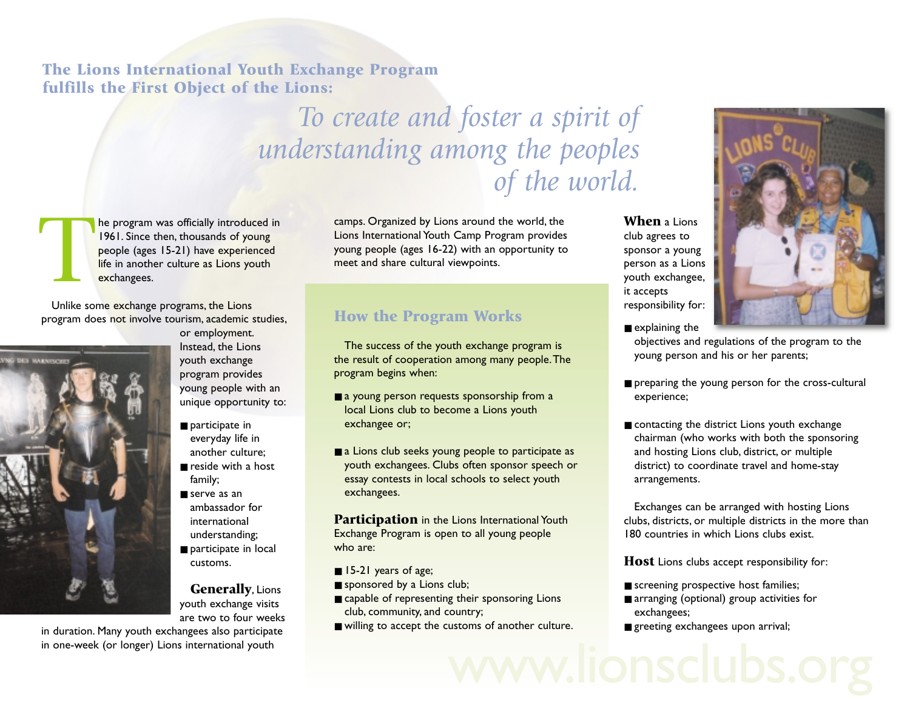**The Lions International Youth Exchange Program fulfills the First Object of the Lions:**

*To create and foster a spirit of understanding among the peoples of the world.*

The program was officially introduced in 1961. Since then, thousands of young people (ages 15-21) have experienced life in another culture as Lions youth exchangees.

Unlike some exchange programs, the Lions program does not involve tourism, academic studies, or employment. Instead, the Lions youth exchange program provides young people with an unique opportunity to:

- participate in everyday life in another culture;
- reside with a host family;
- serve as an ambassador for international understanding;
- participate in local customs.

**Generally**, Lions youth exchange visits are two to four weeks in duration. Many youth exchangees also participate in one-week (or longer) Lions international youth camps. Organized by Lions around the world, the Lions International Youth Camp Program provides young people (ages 16-22) with an opportunity to meet and share cultural viewpoints.

## How the Program Works

The success of the youth exchange program is the result of cooperation among many people. The program begins when:

- a young person requests sponsorship from a local Lions club to become a Lions youth exchange or;
- a Lions club seeks young people to participate as youth exchangees. Clubs often sponsor speech or essay contests in local schools to select youth exchangees.

**Participation** in the Lions International Youth Exchange Program is open to all young people who are:

- 15-21 years of age;
- sponsored by a Lions club;
- capable of representing their sponsoring Lions club, community, and country;
- willing to accept the customs of another culture.

**When** a Lions club agrees to sponsor a young person as a Lions youth exchangee, it accepts responsibility for:

- explaining the objectives and regulations of the program to the young person and his or her parents;
- preparing the young person for the cross-cultural experience;
- contacting the district Lions youth exchange chairman (who works with both the sponsoring and hosting Lions club, district, or multiple district) to coordinate travel and home-stay arrangements.

Exchanges can be arranged with hosting Lions clubs, districts, or multiple districts in the more than 180 countries in which Lions clubs exist.

**Host** Lions clubs accept responsibility for:

- screening prospective host families;
- arranging (optional) group activities for exchangees;
- greeting exchangees upon arrival;

www.lionsclubs.org